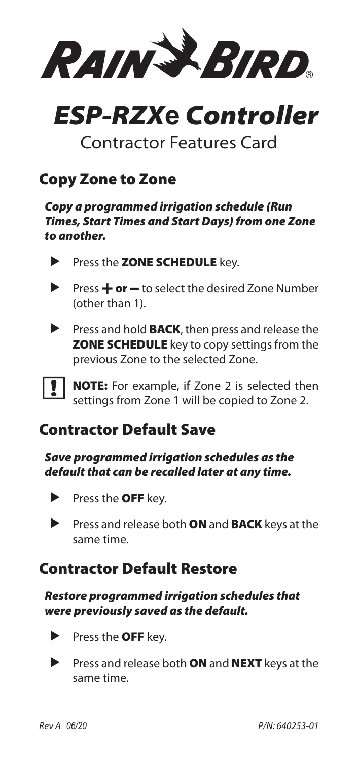**RAIN BIRD**®

# *ESP-RZXe Controller*

Contractor Features Card

## Copy Zone to Zone

***Copy a programmed irrigation schedule (Run Times, Start Times and Start Days) from one Zone to another.***

- Press the **ZONE SCHEDULE** key.
- Press **+ or –** to select the desired Zone Number (other than 1).
- Press and hold **BACK**, then press and release the **ZONE SCHEDULE** key to copy settings from the previous Zone to the selected Zone.

**NOTE:** For example, if Zone 2 is selected then settings from Zone 1 will be copied to Zone 2.

## Contractor Default Save

***Save programmed irrigation schedules as the default that can be recalled later at any time.***

- Press the **OFF** key.
- Press and release both **ON** and **BACK** keys at the same time.

## Contractor Default Restore

***Restore programmed irrigation schedules that were previously saved as the default.***

- Press the **OFF** key.
- Press and release both **ON** and **NEXT** keys at the same time.

*Rev A 06/20* *P/N: 640253-01*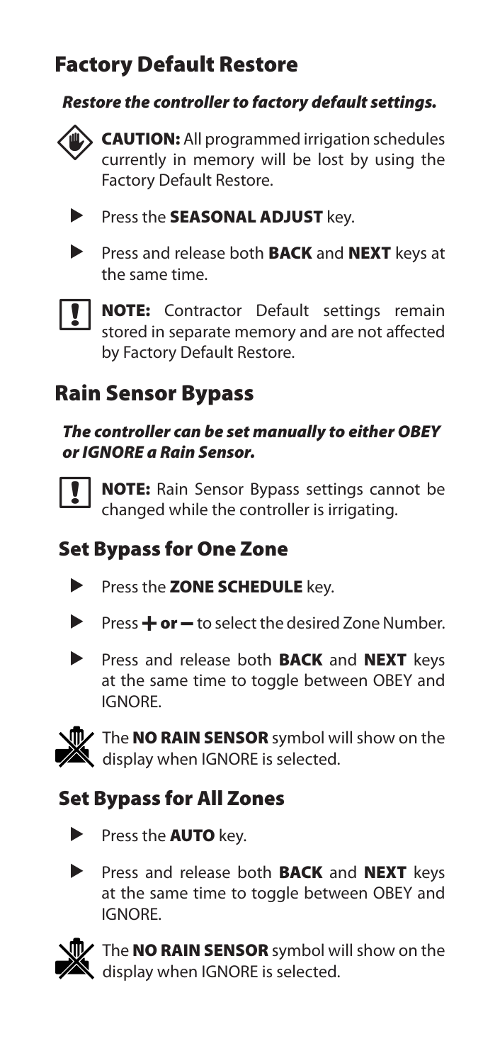# Factory Default Restore

***Restore the controller to factory default settings.***

**CAUTION:** All programmed irrigation schedules currently in memory will be lost by using the Factory Default Restore.

- Press the **SEASONAL ADJUST** key.
- Press and release both **BACK** and **NEXT** keys at the same time.

**NOTE:** Contractor Default settings remain stored in separate memory and are not affected by Factory Default Restore.

# Rain Sensor Bypass

***The controller can be set manually to either OBEY or IGNORE a Rain Sensor.***

**NOTE:** Rain Sensor Bypass settings cannot be changed while the controller is irrigating.

## Set Bypass for One Zone

- Press the **ZONE SCHEDULE** key.
- Press **+ or –** to select the desired Zone Number.
- Press and release both **BACK** and **NEXT** keys at the same time to toggle between OBEY and IGNORE.

The **NO RAIN SENSOR** symbol will show on the display when IGNORE is selected.

## Set Bypass for All Zones

- Press the **AUTO** key.
- Press and release both **BACK** and **NEXT** keys at the same time to toggle between OBEY and IGNORE.

The **NO RAIN SENSOR** symbol will show on the display when IGNORE is selected.